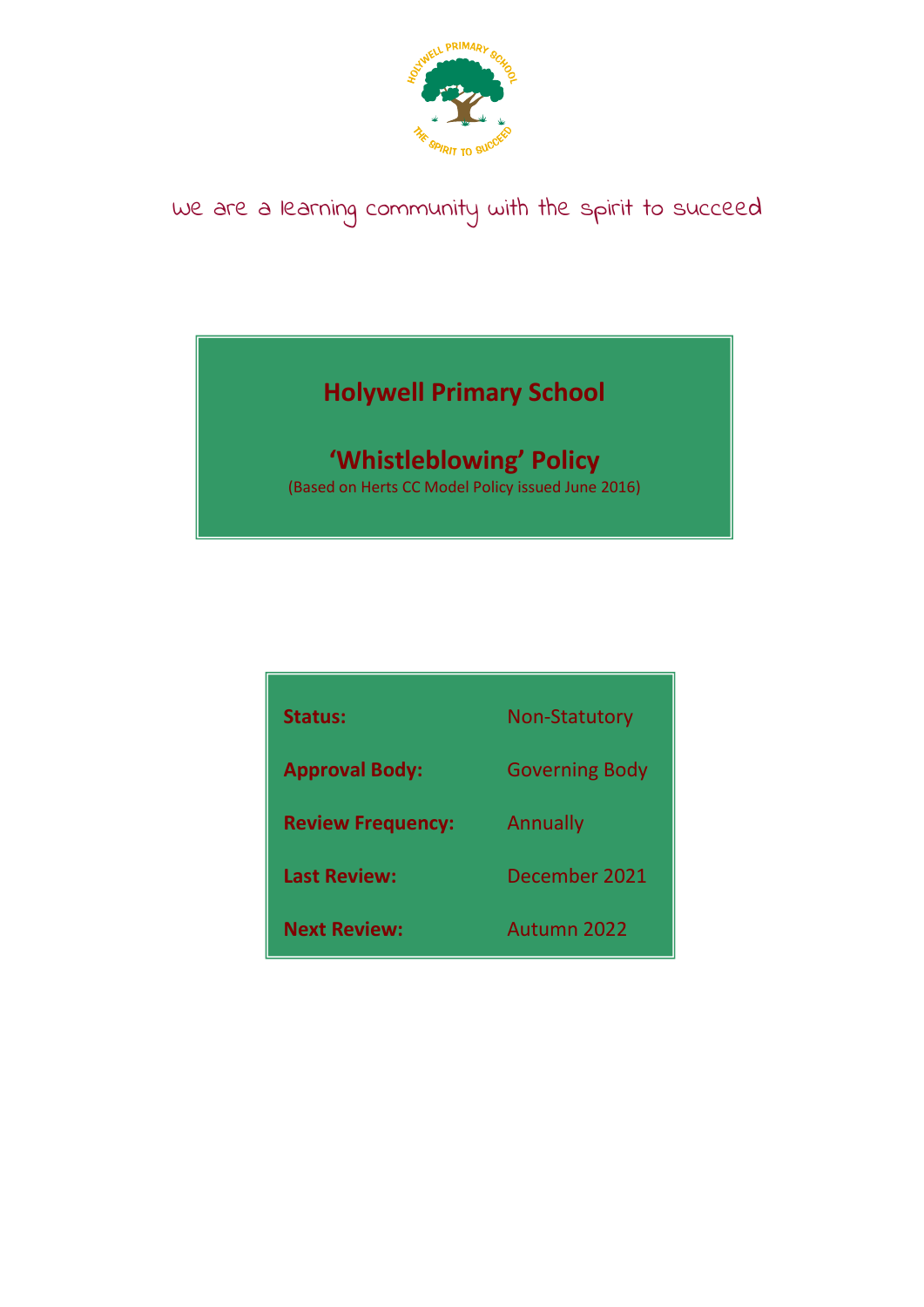we are a learning community with the spirit to succeed

# Holywell Primary School

## 'Whistleblowing' Policy

(Based on Herts CC Model Policy issued June 2016)

| | |
|---|---|
| **Status:** | Non-Statutory |
| **Approval Body:** | Governing Body |
| **Review Frequency:** | Annually |
| **Last Review:** | December 2021 |
| **Next Review:** | Autumn 2022 |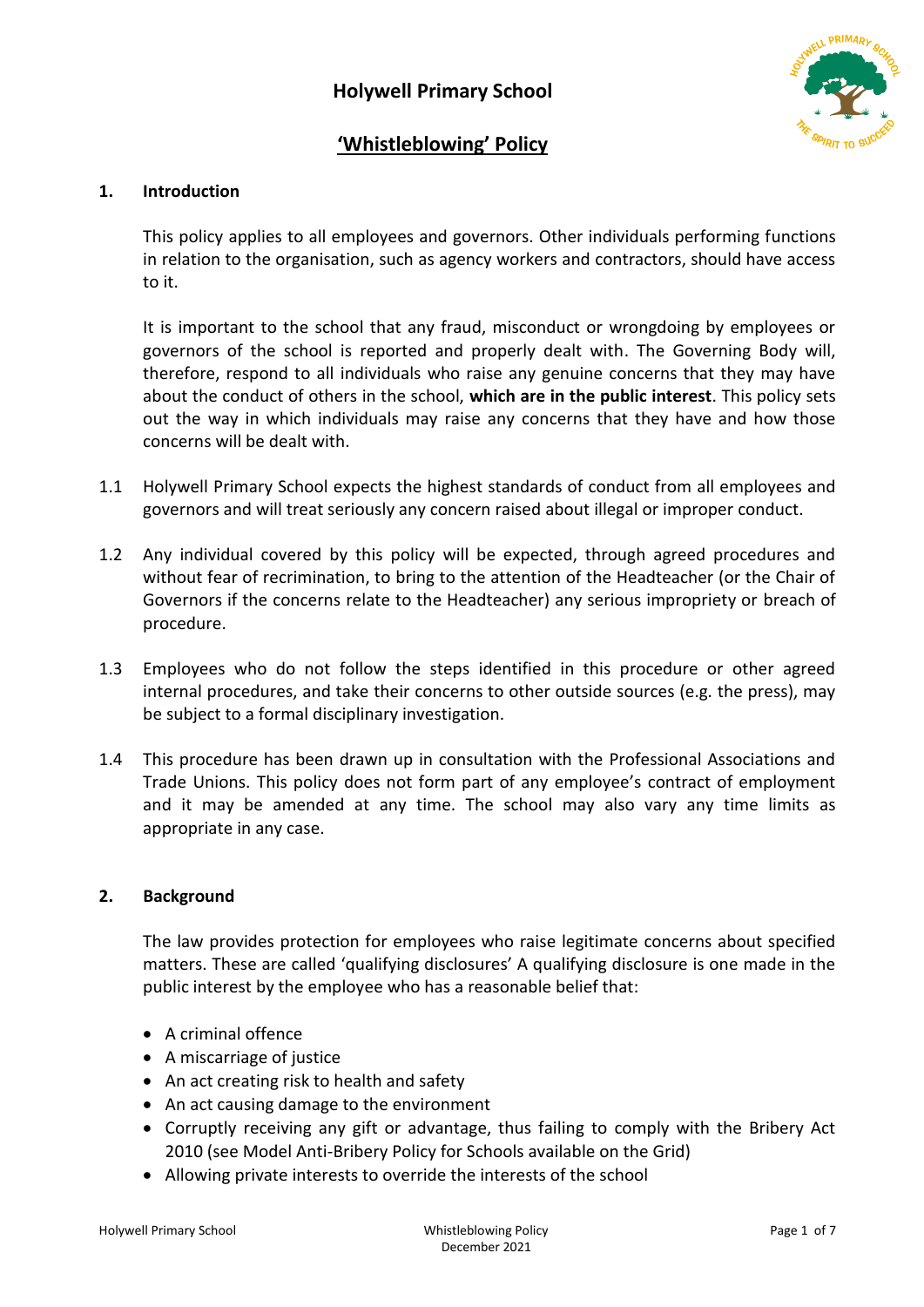# Holywell Primary School

## 'Whistleblowing' Policy

### 1. Introduction

This policy applies to all employees and governors. Other individuals performing functions in relation to the organisation, such as agency workers and contractors, should have access to it.

It is important to the school that any fraud, misconduct or wrongdoing by employees or governors of the school is reported and properly dealt with. The Governing Body will, therefore, respond to all individuals who raise any genuine concerns that they may have about the conduct of others in the school, **which are in the public interest**. This policy sets out the way in which individuals may raise any concerns that they have and how those concerns will be dealt with.

1.1 Holywell Primary School expects the highest standards of conduct from all employees and governors and will treat seriously any concern raised about illegal or improper conduct.

1.2 Any individual covered by this policy will be expected, through agreed procedures and without fear of recrimination, to bring to the attention of the Headteacher (or the Chair of Governors if the concerns relate to the Headteacher) any serious impropriety or breach of procedure.

1.3 Employees who do not follow the steps identified in this procedure or other agreed internal procedures, and take their concerns to other outside sources (e.g. the press), may be subject to a formal disciplinary investigation.

1.4 This procedure has been drawn up in consultation with the Professional Associations and Trade Unions. This policy does not form part of any employee's contract of employment and it may be amended at any time. The school may also vary any time limits as appropriate in any case.

### 2. Background

The law provides protection for employees who raise legitimate concerns about specified matters. These are called 'qualifying disclosures' A qualifying disclosure is one made in the public interest by the employee who has a reasonable belief that:

- A criminal offence
- A miscarriage of justice
- An act creating risk to health and safety
- An act causing damage to the environment
- Corruptly receiving any gift or advantage, thus failing to comply with the Bribery Act 2010 (see Model Anti-Bribery Policy for Schools available on the Grid)
- Allowing private interests to override the interests of the school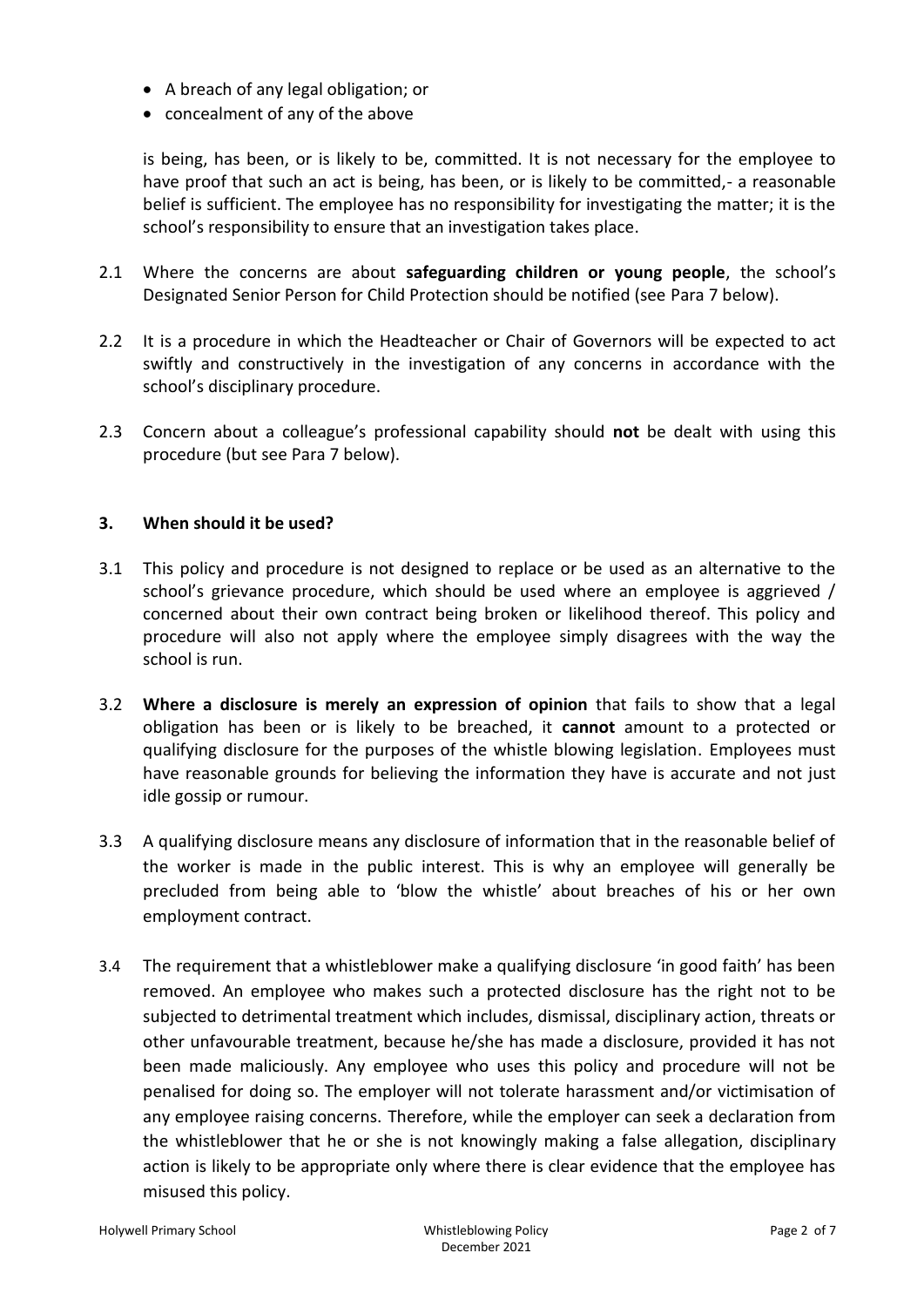- A breach of any legal obligation; or
- concealment of any of the above

is being, has been, or is likely to be, committed. It is not necessary for the employee to have proof that such an act is being, has been, or is likely to be committed,- a reasonable belief is sufficient. The employee has no responsibility for investigating the matter; it is the school's responsibility to ensure that an investigation takes place.

2.1 Where the concerns are about **safeguarding children or young people**, the school's Designated Senior Person for Child Protection should be notified (see Para 7 below).

2.2 It is a procedure in which the Headteacher or Chair of Governors will be expected to act swiftly and constructively in the investigation of any concerns in accordance with the school's disciplinary procedure.

2.3 Concern about a colleague's professional capability should **not** be dealt with using this procedure (but see Para 7 below).

### 3. When should it be used?

3.1 This policy and procedure is not designed to replace or be used as an alternative to the school's grievance procedure, which should be used where an employee is aggrieved / concerned about their own contract being broken or likelihood thereof. This policy and procedure will also not apply where the employee simply disagrees with the way the school is run.

3.2 **Where a disclosure is merely an expression of opinion** that fails to show that a legal obligation has been or is likely to be breached, it **cannot** amount to a protected or qualifying disclosure for the purposes of the whistle blowing legislation. Employees must have reasonable grounds for believing the information they have is accurate and not just idle gossip or rumour.

3.3 A qualifying disclosure means any disclosure of information that in the reasonable belief of the worker is made in the public interest. This is why an employee will generally be precluded from being able to 'blow the whistle' about breaches of his or her own employment contract.

3.4 The requirement that a whistleblower make a qualifying disclosure 'in good faith' has been removed. An employee who makes such a protected disclosure has the right not to be subjected to detrimental treatment which includes, dismissal, disciplinary action, threats or other unfavourable treatment, because he/she has made a disclosure, provided it has not been made maliciously. Any employee who uses this policy and procedure will not be penalised for doing so. The employer will not tolerate harassment and/or victimisation of any employee raising concerns. Therefore, while the employer can seek a declaration from the whistleblower that he or she is not knowingly making a false allegation, disciplinary action is likely to be appropriate only where there is clear evidence that the employee has misused this policy.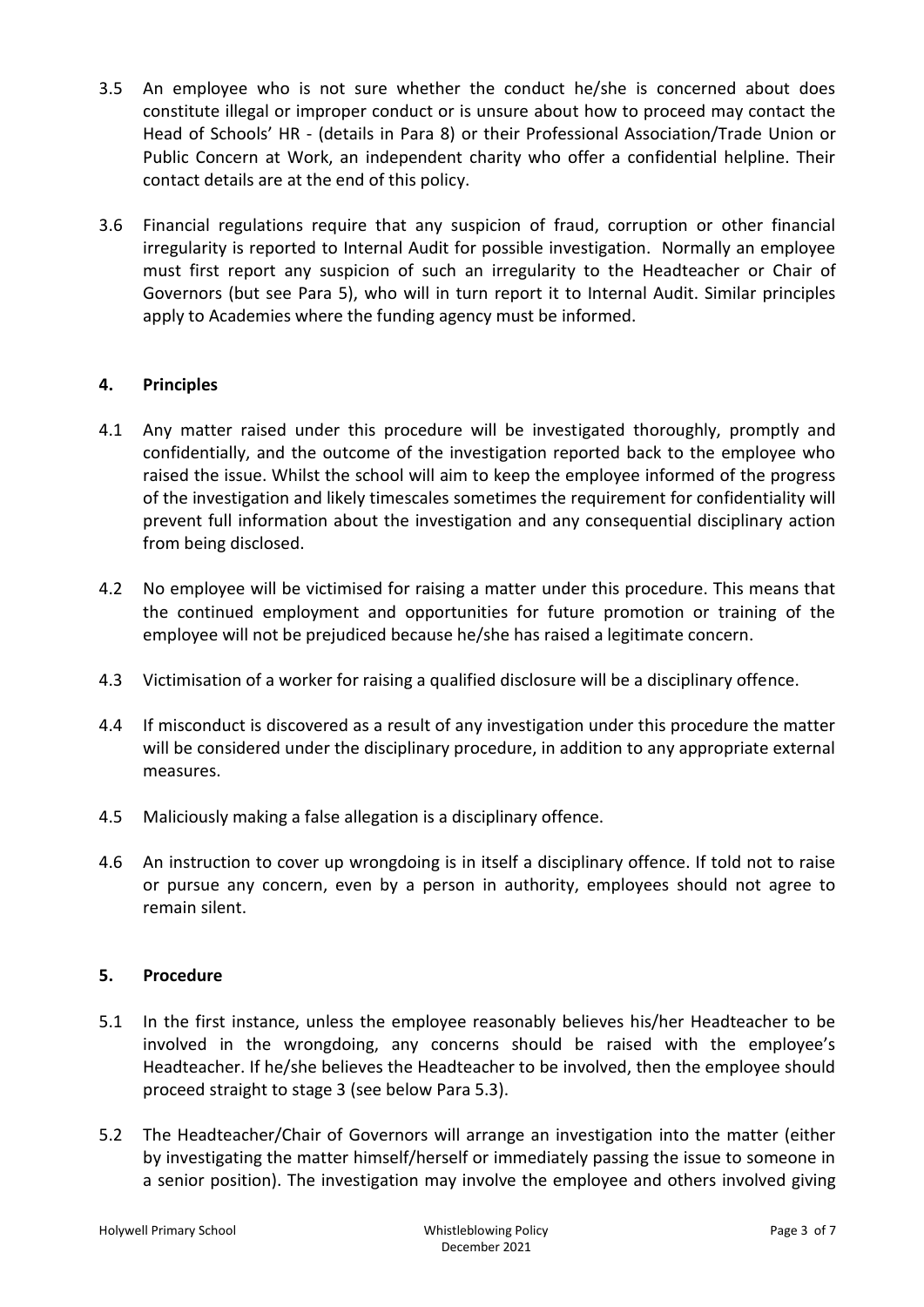3.5 An employee who is not sure whether the conduct he/she is concerned about does constitute illegal or improper conduct or is unsure about how to proceed may contact the Head of Schools' HR - (details in Para 8) or their Professional Association/Trade Union or Public Concern at Work, an independent charity who offer a confidential helpline. Their contact details are at the end of this policy.

3.6 Financial regulations require that any suspicion of fraud, corruption or other financial irregularity is reported to Internal Audit for possible investigation. Normally an employee must first report any suspicion of such an irregularity to the Headteacher or Chair of Governors (but see Para 5), who will in turn report it to Internal Audit. Similar principles apply to Academies where the funding agency must be informed.

## 4. Principles

4.1 Any matter raised under this procedure will be investigated thoroughly, promptly and confidentially, and the outcome of the investigation reported back to the employee who raised the issue. Whilst the school will aim to keep the employee informed of the progress of the investigation and likely timescales sometimes the requirement for confidentiality will prevent full information about the investigation and any consequential disciplinary action from being disclosed.

4.2 No employee will be victimised for raising a matter under this procedure. This means that the continued employment and opportunities for future promotion or training of the employee will not be prejudiced because he/she has raised a legitimate concern.

4.3 Victimisation of a worker for raising a qualified disclosure will be a disciplinary offence.

4.4 If misconduct is discovered as a result of any investigation under this procedure the matter will be considered under the disciplinary procedure, in addition to any appropriate external measures.

4.5 Maliciously making a false allegation is a disciplinary offence.

4.6 An instruction to cover up wrongdoing is in itself a disciplinary offence. If told not to raise or pursue any concern, even by a person in authority, employees should not agree to remain silent.

## 5. Procedure

5.1 In the first instance, unless the employee reasonably believes his/her Headteacher to be involved in the wrongdoing, any concerns should be raised with the employee's Headteacher. If he/she believes the Headteacher to be involved, then the employee should proceed straight to stage 3 (see below Para 5.3).

5.2 The Headteacher/Chair of Governors will arrange an investigation into the matter (either by investigating the matter himself/herself or immediately passing the issue to someone in a senior position). The investigation may involve the employee and others involved giving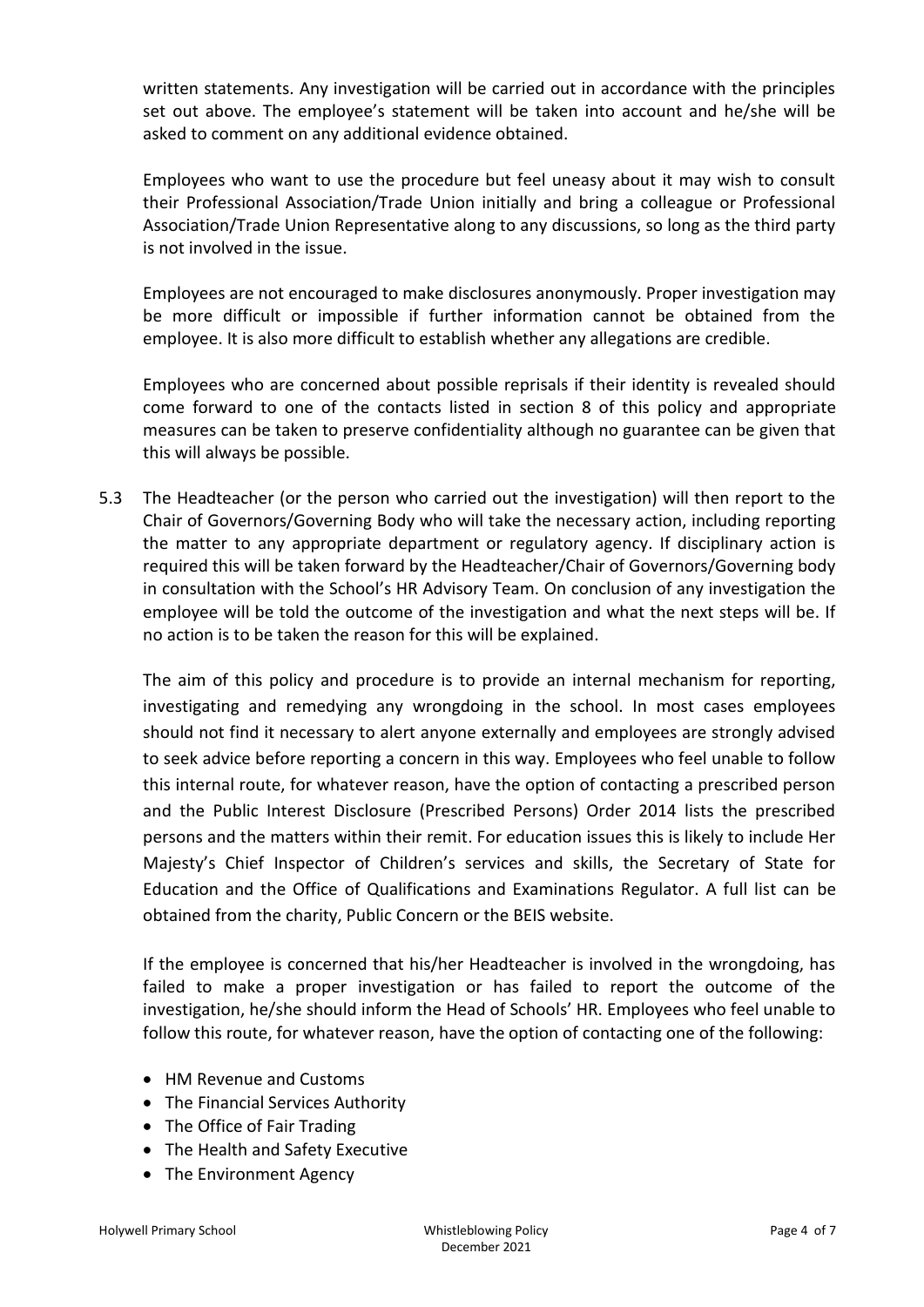written statements. Any investigation will be carried out in accordance with the principles set out above. The employee's statement will be taken into account and he/she will be asked to comment on any additional evidence obtained.

Employees who want to use the procedure but feel uneasy about it may wish to consult their Professional Association/Trade Union initially and bring a colleague or Professional Association/Trade Union Representative along to any discussions, so long as the third party is not involved in the issue.

Employees are not encouraged to make disclosures anonymously. Proper investigation may be more difficult or impossible if further information cannot be obtained from the employee. It is also more difficult to establish whether any allegations are credible.

Employees who are concerned about possible reprisals if their identity is revealed should come forward to one of the contacts listed in section 8 of this policy and appropriate measures can be taken to preserve confidentiality although no guarantee can be given that this will always be possible.

5.3 The Headteacher (or the person who carried out the investigation) will then report to the Chair of Governors/Governing Body who will take the necessary action, including reporting the matter to any appropriate department or regulatory agency. If disciplinary action is required this will be taken forward by the Headteacher/Chair of Governors/Governing body in consultation with the School's HR Advisory Team. On conclusion of any investigation the employee will be told the outcome of the investigation and what the next steps will be. If no action is to be taken the reason for this will be explained.

The aim of this policy and procedure is to provide an internal mechanism for reporting, investigating and remedying any wrongdoing in the school. In most cases employees should not find it necessary to alert anyone externally and employees are strongly advised to seek advice before reporting a concern in this way. Employees who feel unable to follow this internal route, for whatever reason, have the option of contacting a prescribed person and the Public Interest Disclosure (Prescribed Persons) Order 2014 lists the prescribed persons and the matters within their remit. For education issues this is likely to include Her Majesty's Chief Inspector of Children's services and skills, the Secretary of State for Education and the Office of Qualifications and Examinations Regulator. A full list can be obtained from the charity, Public Concern or the BEIS website.

If the employee is concerned that his/her Headteacher is involved in the wrongdoing, has failed to make a proper investigation or has failed to report the outcome of the investigation, he/she should inform the Head of Schools' HR. Employees who feel unable to follow this route, for whatever reason, have the option of contacting one of the following:

- HM Revenue and Customs
- The Financial Services Authority
- The Office of Fair Trading
- The Health and Safety Executive
- The Environment Agency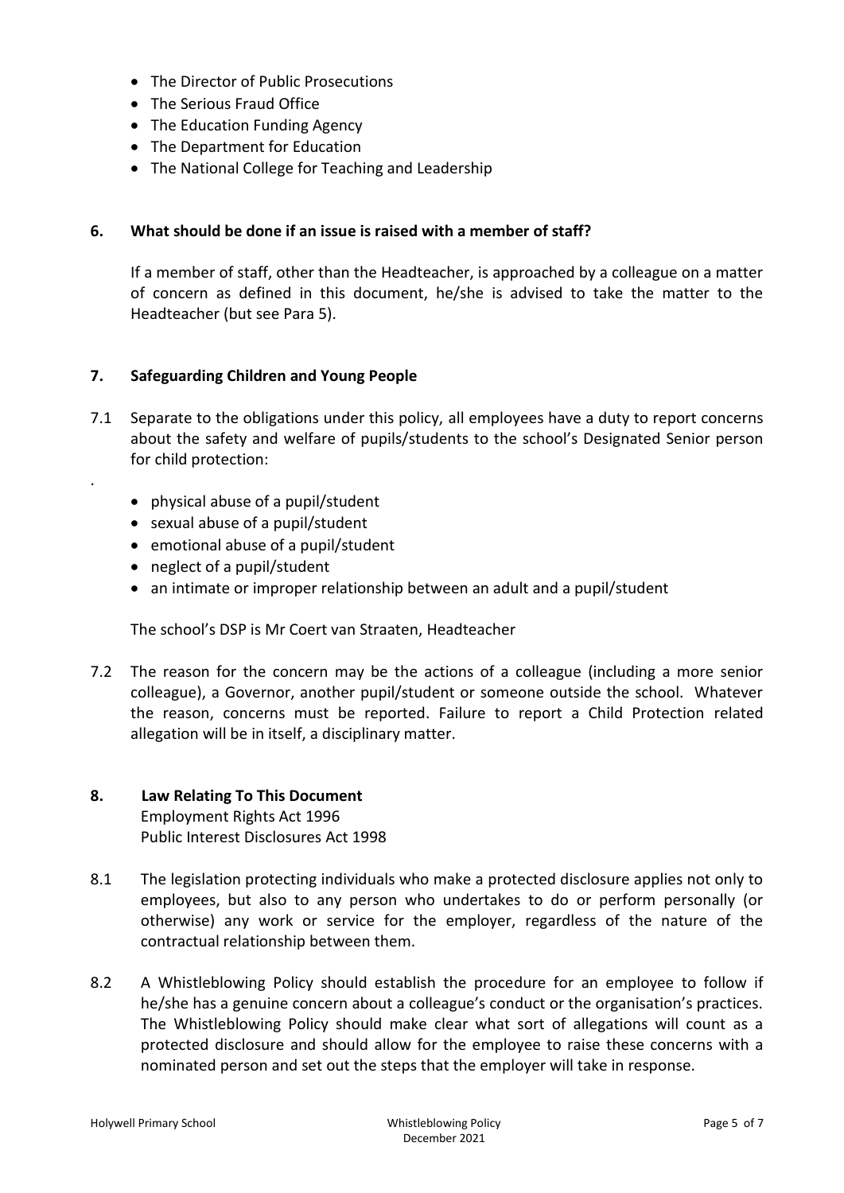- The Director of Public Prosecutions
- The Serious Fraud Office
- The Education Funding Agency
- The Department for Education
- The National College for Teaching and Leadership

## 6. What should be done if an issue is raised with a member of staff?

If a member of staff, other than the Headteacher, is approached by a colleague on a matter of concern as defined in this document, he/she is advised to take the matter to the Headteacher (but see Para 5).

## 7. Safeguarding Children and Young People

7.1 Separate to the obligations under this policy, all employees have a duty to report concerns about the safety and welfare of pupils/students to the school's Designated Senior person for child protection:

.

- physical abuse of a pupil/student
- sexual abuse of a pupil/student
- emotional abuse of a pupil/student
- neglect of a pupil/student
- an intimate or improper relationship between an adult and a pupil/student

The school's DSP is Mr Coert van Straaten, Headteacher

7.2 The reason for the concern may be the actions of a colleague (including a more senior colleague), a Governor, another pupil/student or someone outside the school. Whatever the reason, concerns must be reported. Failure to report a Child Protection related allegation will be in itself, a disciplinary matter.

## 8. Law Relating To This Document

Employment Rights Act 1996
Public Interest Disclosures Act 1998

8.1 The legislation protecting individuals who make a protected disclosure applies not only to employees, but also to any person who undertakes to do or perform personally (or otherwise) any work or service for the employer, regardless of the nature of the contractual relationship between them.

8.2 A Whistleblowing Policy should establish the procedure for an employee to follow if he/she has a genuine concern about a colleague's conduct or the organisation's practices. The Whistleblowing Policy should make clear what sort of allegations will count as a protected disclosure and should allow for the employee to raise these concerns with a nominated person and set out the steps that the employer will take in response.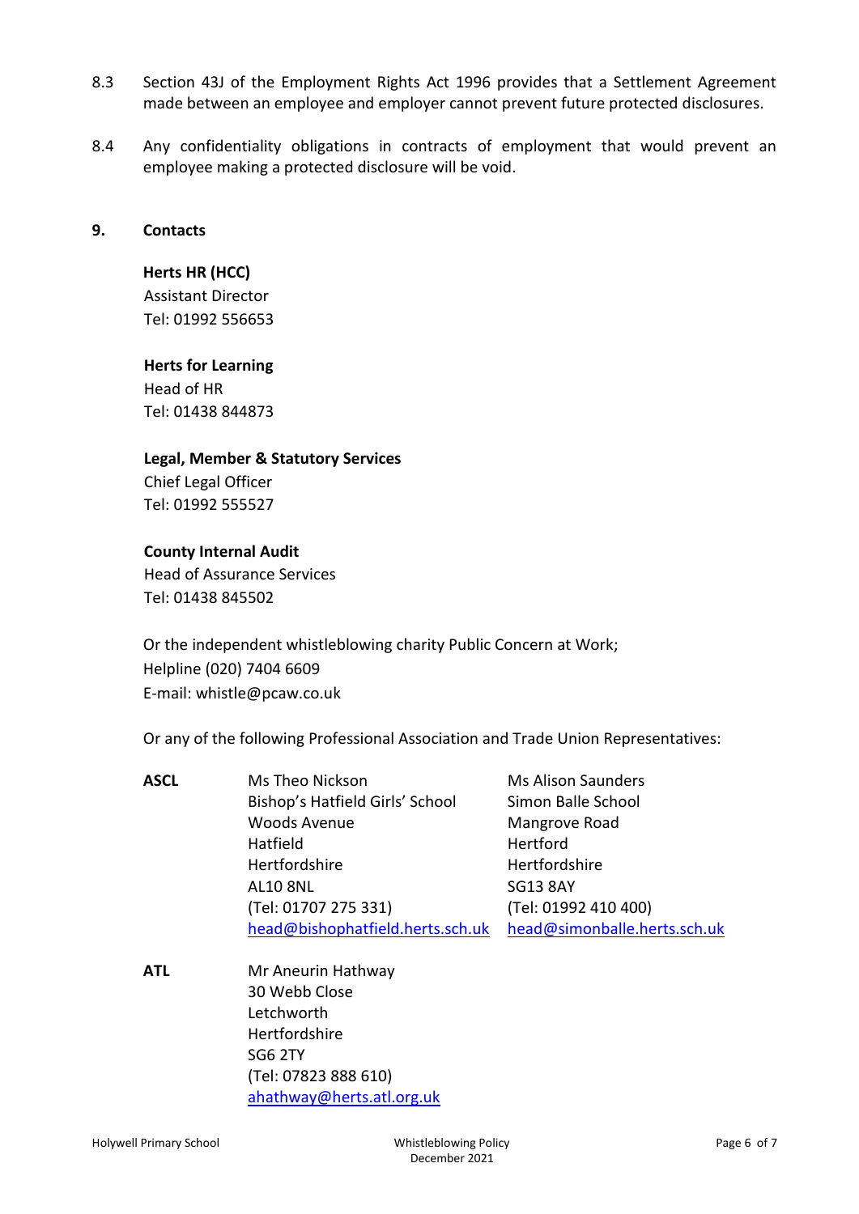8.3 Section 43J of the Employment Rights Act 1996 provides that a Settlement Agreement made between an employee and employer cannot prevent future protected disclosures.

8.4 Any confidentiality obligations in contracts of employment that would prevent an employee making a protected disclosure will be void.

## 9. Contacts

**Herts HR (HCC)**
Assistant Director
Tel: 01992 556653

**Herts for Learning**
Head of HR
Tel: 01438 844873

**Legal, Member & Statutory Services**
Chief Legal Officer
Tel: 01992 555527

**County Internal Audit**
Head of Assurance Services
Tel: 01438 845502

Or the independent whistleblowing charity Public Concern at Work;
Helpline (020) 7404 6609
E-mail: whistle@pcaw.co.uk

Or any of the following Professional Association and Trade Union Representatives:

**ASCL**

Ms Theo Nickson
Bishop's Hatfield Girls' School
Woods Avenue
Hatfield
Hertfordshire
AL10 8NL
(Tel: 01707 275 331)
head@bishophatfield.herts.sch.uk

Ms Alison Saunders
Simon Balle School
Mangrove Road
Hertford
Hertfordshire
SG13 8AY
(Tel: 01992 410 400)
head@simonballe.herts.sch.uk

**ATL**

Mr Aneurin Hathway
30 Webb Close
Letchworth
Hertfordshire
SG6 2TY
(Tel: 07823 888 610)
ahathway@herts.atl.org.uk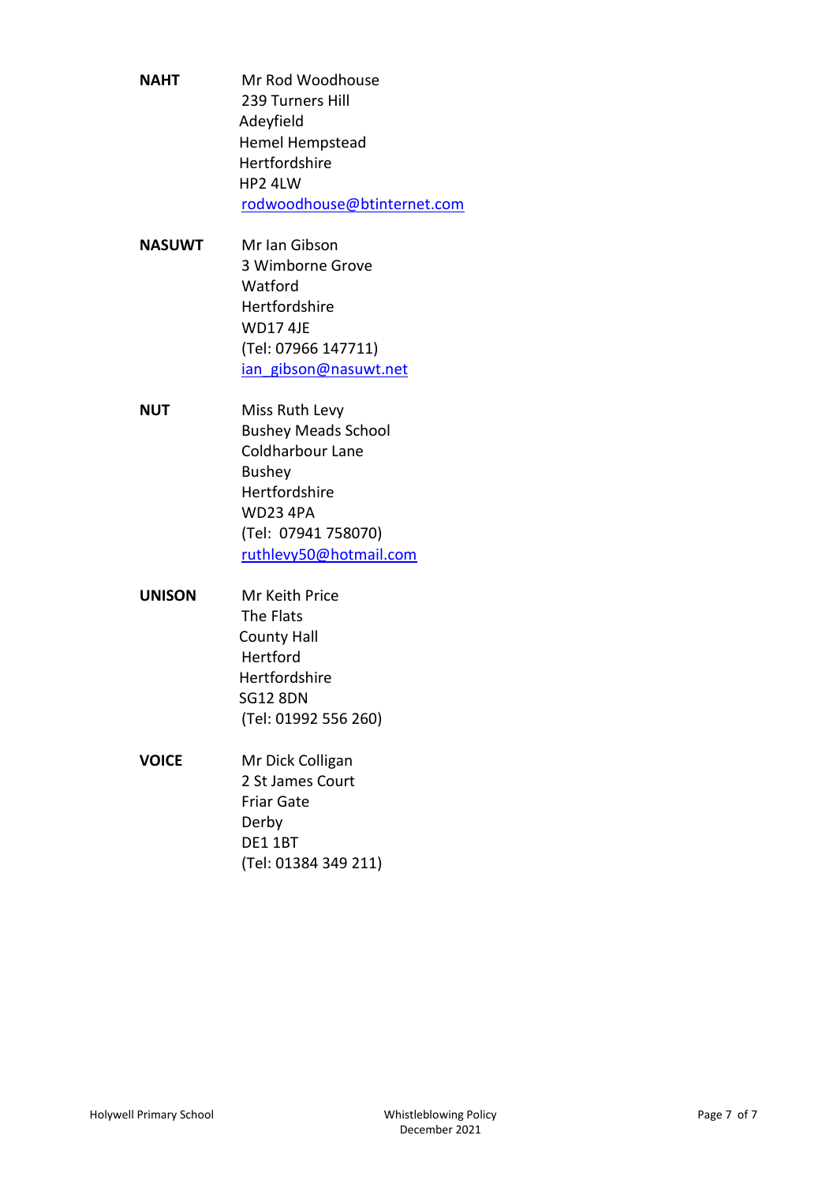**NAHT**

Mr Rod Woodhouse
239 Turners Hill
Adeyfield
Hemel Hempstead
Hertfordshire
HP2 4LW
rodwoodhouse@btinternet.com

**NASUWT**

Mr Ian Gibson
3 Wimborne Grove
Watford
Hertfordshire
WD17 4JE
(Tel: 07966 147711)
ian_gibson@nasuwt.net

**NUT**

Miss Ruth Levy
Bushey Meads School
Coldharbour Lane
Bushey
Hertfordshire
WD23 4PA
(Tel:  07941 758070)
ruthlevy50@hotmail.com

**UNISON**

Mr Keith Price
The Flats
County Hall
Hertford
Hertfordshire
SG12 8DN
(Tel: 01992 556 260)

**VOICE**

Mr Dick Colligan
2 St James Court
Friar Gate
Derby
DE1 1BT
(Tel: 01384 349 211)